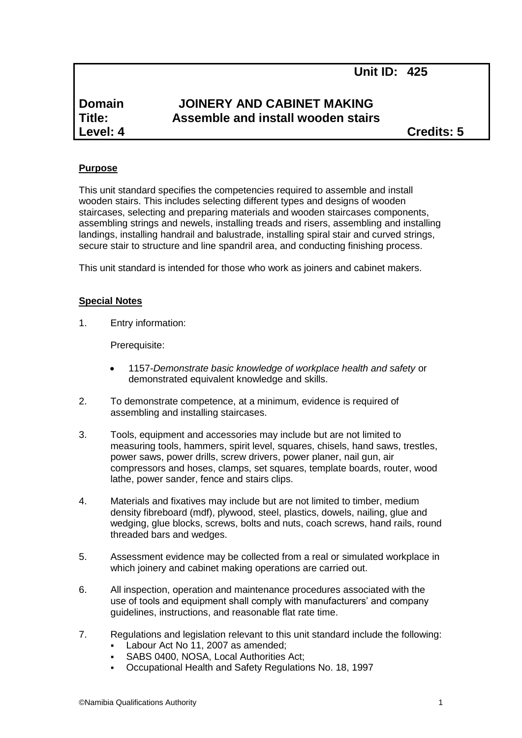**Unit ID: 425**

| | | |
|---|---|---|
| **Domain** | **JOINERY AND CABINET MAKING** | |
| **Title:** | **Assemble and install wooden stairs** | |
| **Level: 4** | | **Credits: 5** |

## Purpose

This unit standard specifies the competencies required to assemble and install wooden stairs. This includes selecting different types and designs of wooden staircases, selecting and preparing materials and wooden staircases components, assembling strings and newels, installing treads and risers, assembling and installing landings, installing handrail and balustrade, installing spiral stair and curved strings, secure stair to structure and line spandril area, and conducting finishing process.

This unit standard is intended for those who work as joiners and cabinet makers.

## Special Notes

1. Entry information:

   Prerequisite:

   - 1157-*Demonstrate basic knowledge of workplace health and safety* or demonstrated equivalent knowledge and skills.

2. To demonstrate competence, at a minimum, evidence is required of assembling and installing staircases.

3. Tools, equipment and accessories may include but are not limited to measuring tools, hammers, spirit level, squares, chisels, hand saws, trestles, power saws, power drills, screw drivers, power planer, nail gun, air compressors and hoses, clamps, set squares, template boards, router, wood lathe, power sander, fence and stairs clips.

4. Materials and fixatives may include but are not limited to timber, medium density fibreboard (mdf), plywood, steel, plastics, dowels, nailing, glue and wedging, glue blocks, screws, bolts and nuts, coach screws, hand rails, round threaded bars and wedges.

5. Assessment evidence may be collected from a real or simulated workplace in which joinery and cabinet making operations are carried out.

6. All inspection, operation and maintenance procedures associated with the use of tools and equipment shall comply with manufacturers' and company guidelines, instructions, and reasonable flat rate time.

7. Regulations and legislation relevant to this unit standard include the following:
   - Labour Act No 11, 2007 as amended;
   - SABS 0400, NOSA, Local Authorities Act;
   - Occupational Health and Safety Regulations No. 18, 1997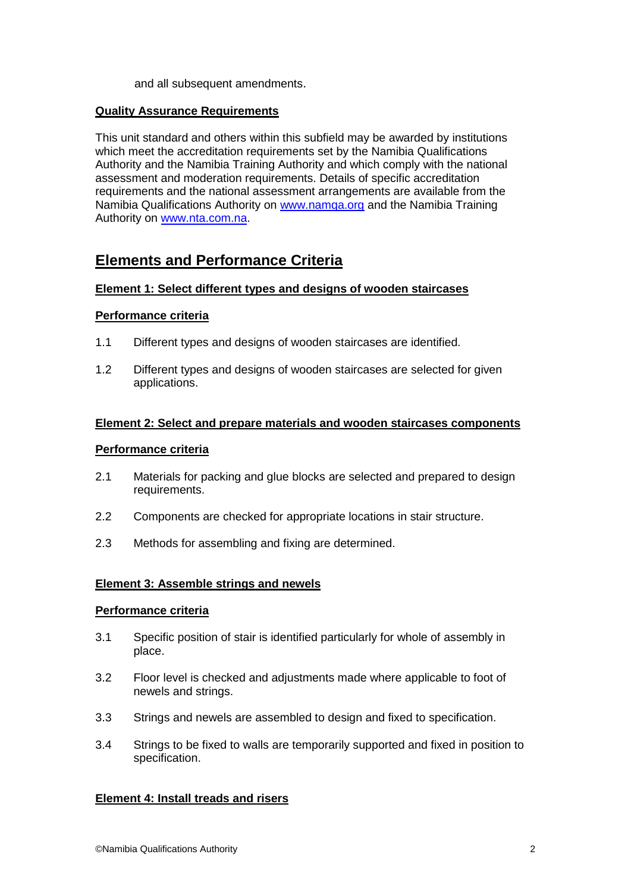and all subsequent amendments.

**Quality Assurance Requirements**

This unit standard and others within this subfield may be awarded by institutions which meet the accreditation requirements set by the Namibia Qualifications Authority and the Namibia Training Authority and which comply with the national assessment and moderation requirements. Details of specific accreditation requirements and the national assessment arrangements are available from the Namibia Qualifications Authority on www.namqa.org and the Namibia Training Authority on www.nta.com.na.

## Elements and Performance Criteria

### Element 1: Select different types and designs of wooden staircases

**Performance criteria**

1.1 Different types and designs of wooden staircases are identified.

1.2 Different types and designs of wooden staircases are selected for given applications.

### Element 2: Select and prepare materials and wooden staircases components

**Performance criteria**

2.1 Materials for packing and glue blocks are selected and prepared to design requirements.

2.2 Components are checked for appropriate locations in stair structure.

2.3 Methods for assembling and fixing are determined.

### Element 3: Assemble strings and newels

**Performance criteria**

3.1 Specific position of stair is identified particularly for whole of assembly in place.

3.2 Floor level is checked and adjustments made where applicable to foot of newels and strings.

3.3 Strings and newels are assembled to design and fixed to specification.

3.4 Strings to be fixed to walls are temporarily supported and fixed in position to specification.

### Element 4: Install treads and risers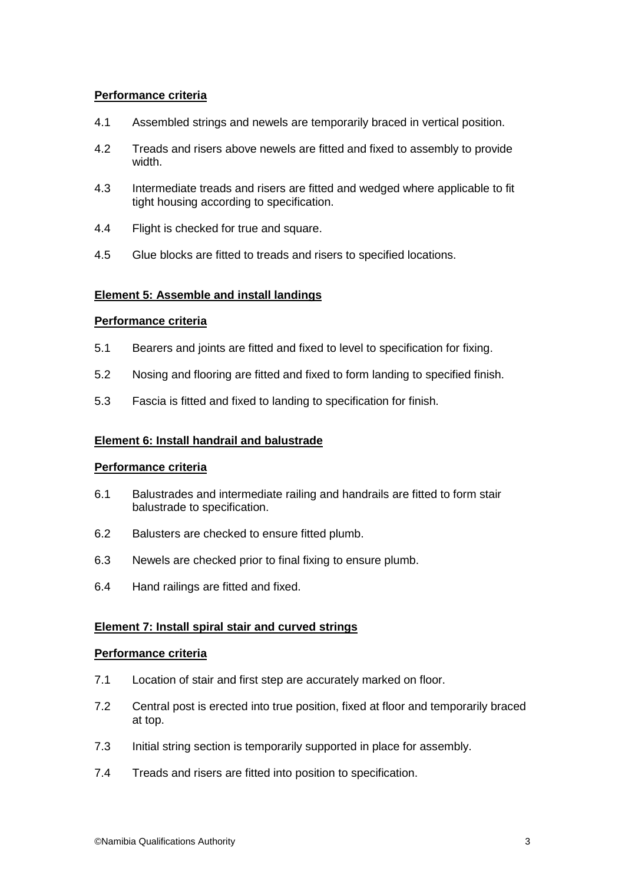**Performance criteria**

4.1 Assembled strings and newels are temporarily braced in vertical position.

4.2 Treads and risers above newels are fitted and fixed to assembly to provide width.

4.3 Intermediate treads and risers are fitted and wedged where applicable to fit tight housing according to specification.

4.4 Flight is checked for true and square.

4.5 Glue blocks are fitted to treads and risers to specified locations.

**Element 5: Assemble and install landings**

**Performance criteria**

5.1 Bearers and joints are fitted and fixed to level to specification for fixing.

5.2 Nosing and flooring are fitted and fixed to form landing to specified finish.

5.3 Fascia is fitted and fixed to landing to specification for finish.

**Element 6: Install handrail and balustrade**

**Performance criteria**

6.1 Balustrades and intermediate railing and handrails are fitted to form stair balustrade to specification.

6.2 Balusters are checked to ensure fitted plumb.

6.3 Newels are checked prior to final fixing to ensure plumb.

6.4 Hand railings are fitted and fixed.

**Element 7: Install spiral stair and curved strings**

**Performance criteria**

7.1 Location of stair and first step are accurately marked on floor.

7.2 Central post is erected into true position, fixed at floor and temporarily braced at top.

7.3 Initial string section is temporarily supported in place for assembly.

7.4 Treads and risers are fitted into position to specification.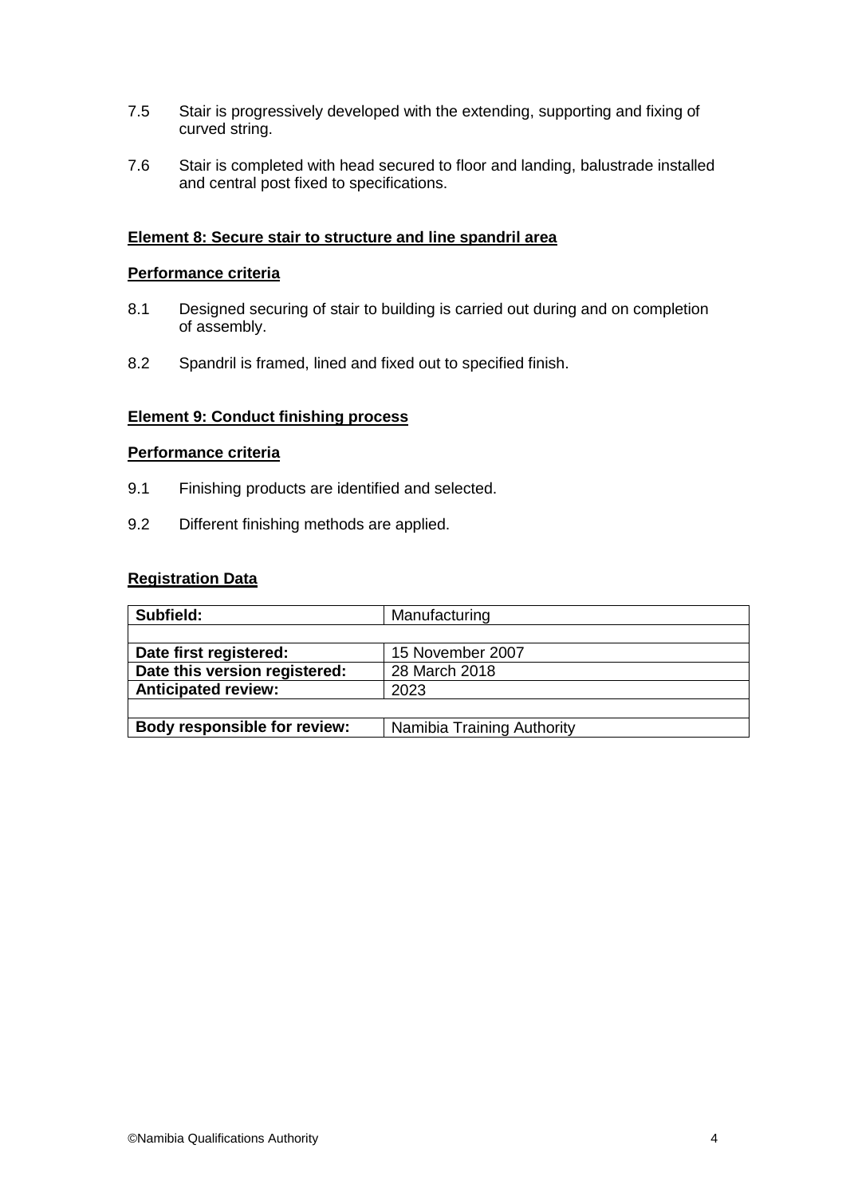7.5 Stair is progressively developed with the extending, supporting and fixing of curved string.

7.6 Stair is completed with head secured to floor and landing, balustrade installed and central post fixed to specifications.

**Element 8: Secure stair to structure and line spandril area**

**Performance criteria**

8.1 Designed securing of stair to building is carried out during and on completion of assembly.

8.2 Spandril is framed, lined and fixed out to specified finish.

**Element 9: Conduct finishing process**

**Performance criteria**

9.1 Finishing products are identified and selected.

9.2 Different finishing methods are applied.

**Registration Data**

| | |
|---|---|
| **Subfield:** | Manufacturing |
| | |
| **Date first registered:** | 15 November 2007 |
| **Date this version registered:** | 28 March 2018 |
| **Anticipated review:** | 2023 |
| | |
| **Body responsible for review:** | Namibia Training Authority |